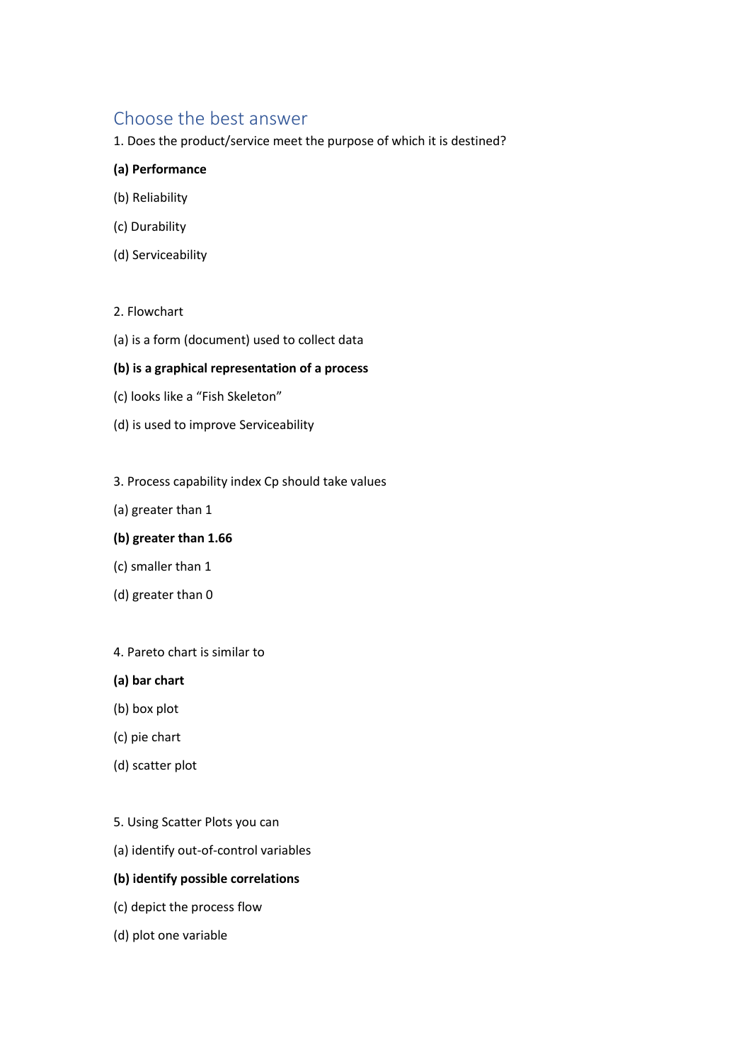## Choose the best answer

1. Does the product/service meet the purpose of which it is destined?

**(a) Performance**

(b) Reliability

(c) Durability

(d) Serviceability

2. Flowchart

(a) is a form (document) used to collect data

**(b) is a graphical representation of a process**

(c) looks like a "Fish Skeleton"

(d) is used to improve Serviceability

3. Process capability index Cp should take values

(a) greater than 1

**(b) greater than 1.66**

(c) smaller than 1

(d) greater than 0

4. Pareto chart is similar to

**(a) bar chart**

(b) box plot

(c) pie chart

(d) scatter plot

5. Using Scatter Plots you can

(a) identify out-of-control variables

**(b) identify possible correlations**

(c) depict the process flow

(d) plot one variable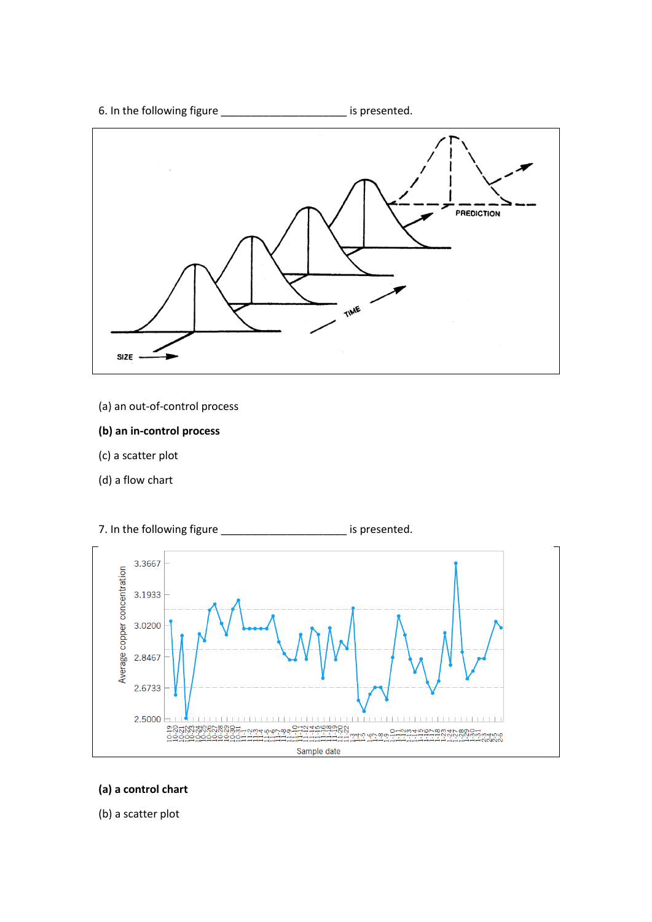6. In the following figure ______________________ is presented.

(a) an out-of-control process

**(b) an in-control process**

(c) a scatter plot

(d) a flow chart

7. In the following figure ______________________ is presented.

**(a) a control chart**

(b) a scatter plot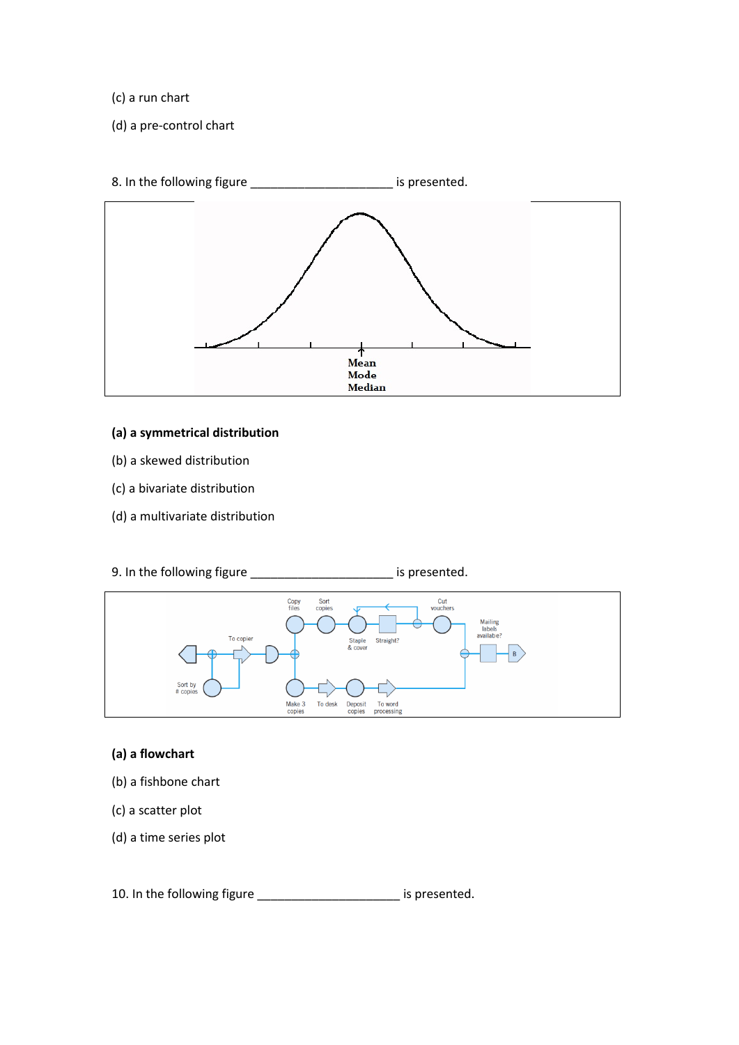(c) a run chart

(d) a pre-control chart

8. In the following figure ______________________ is presented.

**(a) a symmetrical distribution**

(b) a skewed distribution

(c) a bivariate distribution

(d) a multivariate distribution

9. In the following figure ______________________ is presented.

**(a) a flowchart**

(b) a fishbone chart

(c) a scatter plot

(d) a time series plot

10. In the following figure ______________________ is presented.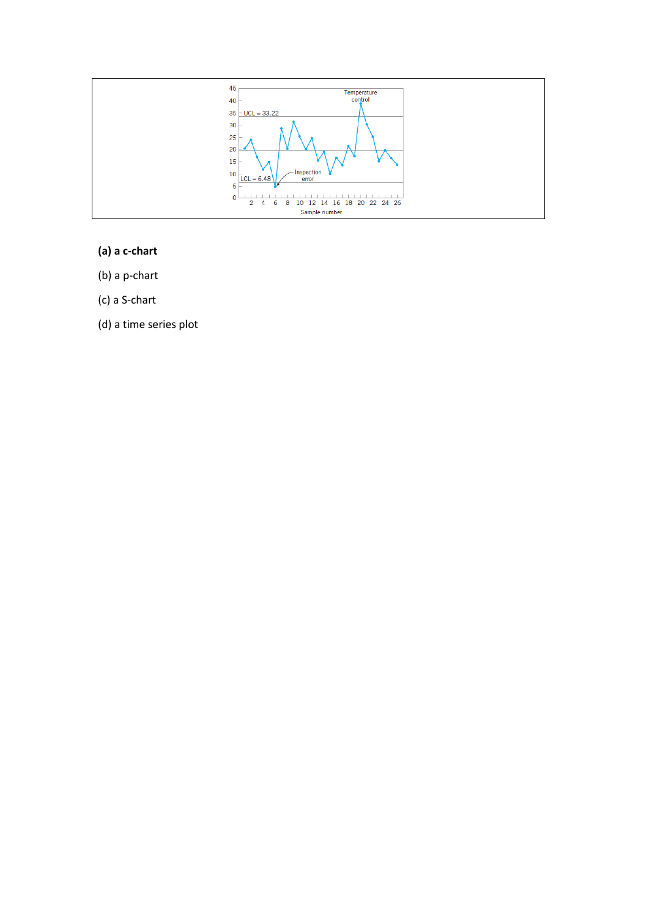45
40
35
30
25
20
15
10
5
0

UCL = 33.22

LCL = 6.48

Temperature control

Inspection error

2 4 6 8 10 12 14 16 18 20 22 24 26

Sample number

**(a) a c-chart**

(b) a p-chart

(c) a S-chart

(d) a time series plot